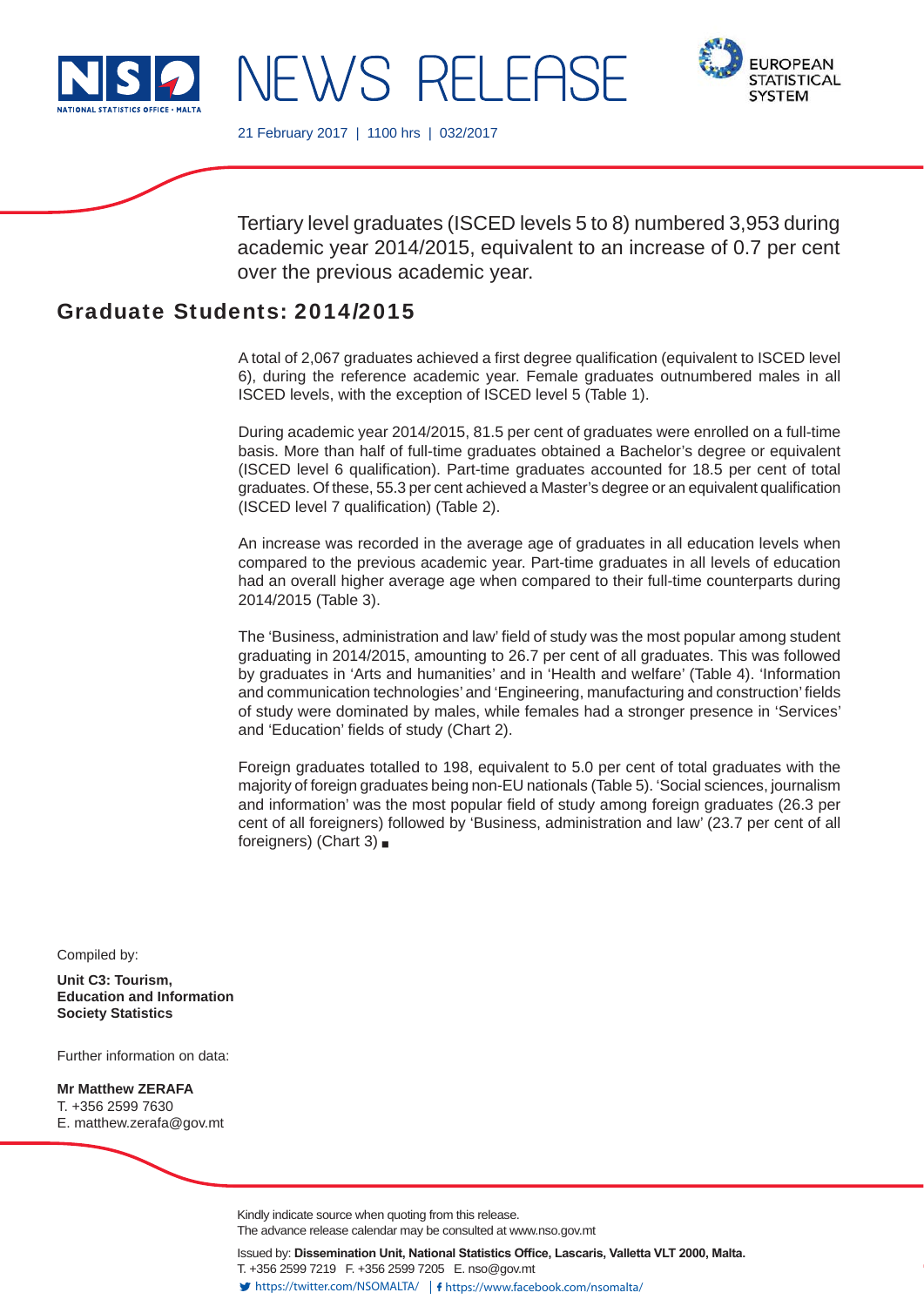# NEWS RELEASE

21 February 2017 | 1100 hrs | 032/2017

Tertiary level graduates (ISCED levels 5 to 8) numbered 3,953 during academic year 2014/2015, equivalent to an increase of 0.7 per cent over the previous academic year.

## Graduate Students: 2014/2015

A total of 2,067 graduates achieved a first degree qualification (equivalent to ISCED level 6), during the reference academic year. Female graduates outnumbered males in all ISCED levels, with the exception of ISCED level 5 (Table 1).

During academic year 2014/2015, 81.5 per cent of graduates were enrolled on a full-time basis. More than half of full-time graduates obtained a Bachelor's degree or equivalent (ISCED level 6 qualification). Part-time graduates accounted for 18.5 per cent of total graduates. Of these, 55.3 per cent achieved a Master's degree or an equivalent qualification (ISCED level 7 qualification) (Table 2).

An increase was recorded in the average age of graduates in all education levels when compared to the previous academic year. Part-time graduates in all levels of education had an overall higher average age when compared to their full-time counterparts during 2014/2015 (Table 3).

The 'Business, administration and law' field of study was the most popular among student graduating in 2014/2015, amounting to 26.7 per cent of all graduates. This was followed by graduates in 'Arts and humanities' and in 'Health and welfare' (Table 4). 'Information and communication technologies' and 'Engineering, manufacturing and construction' fields of study were dominated by males, while females had a stronger presence in 'Services' and 'Education' fields of study (Chart 2).

Foreign graduates totalled to 198, equivalent to 5.0 per cent of total graduates with the majority of foreign graduates being non-EU nationals (Table 5). 'Social sciences, journalism and information' was the most popular field of study among foreign graduates (26.3 per cent of all foreigners) followed by 'Business, administration and law' (23.7 per cent of all foreigners) (Chart 3) ■

Compiled by:

**Unit C3: Tourism, Education and Information Society Statistics**

Further information on data:

**Mr Matthew ZERAFA**
T. +356 2599 7630
E. matthew.zerafa@gov.mt

Kindly indicate source when quoting from this release.
The advance release calendar may be consulted at www.nso.gov.mt

Issued by: **Dissemination Unit, National Statistics Office, Lascaris, Valletta VLT 2000, Malta.**
T. +356 2599 7219 F. +356 2599 7205 E. nso@gov.mt
https://twitter.com/NSOMALTA/ | https://www.facebook.com/nsomalta/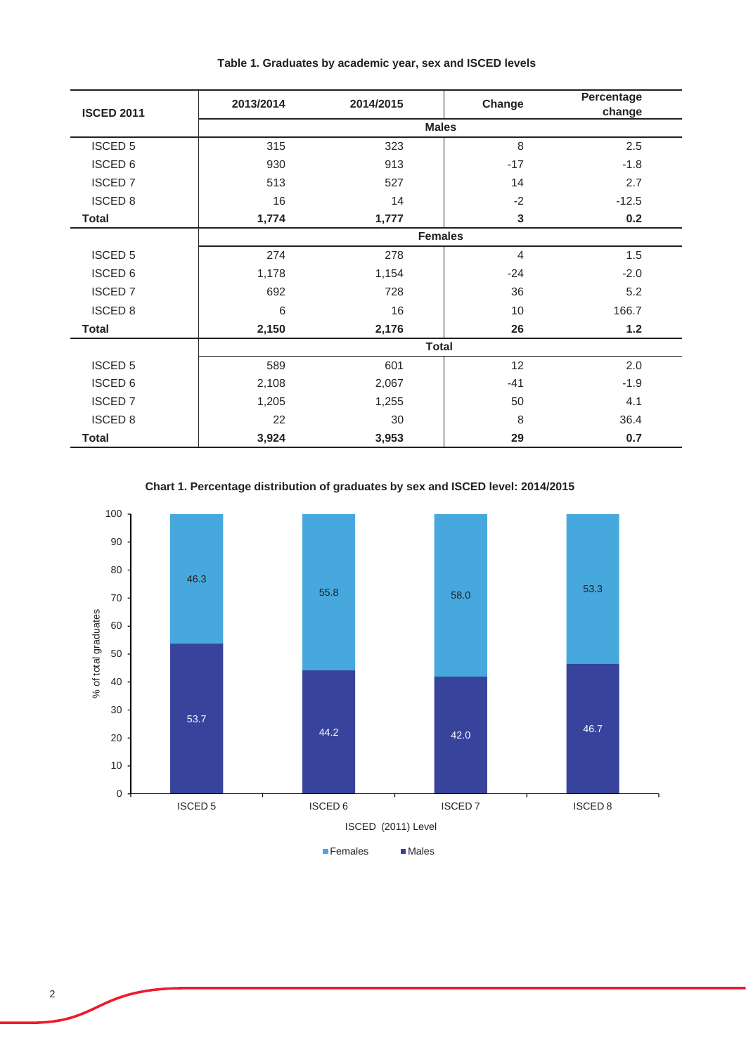**Table 1. Graduates by academic year, sex and ISCED levels**

| ISCED 2011 | 2013/2014 | 2014/2015 | Change | Percentage change |
|---|---|---|---|---|
| | **Males** | | | |
| ISCED 5 | 315 | 323 | 8 | 2.5 |
| ISCED 6 | 930 | 913 | -17 | -1.8 |
| ISCED 7 | 513 | 527 | 14 | 2.7 |
| ISCED 8 | 16 | 14 | -2 | -12.5 |
| **Total** | **1,774** | **1,777** | **3** | **0.2** |
| | **Females** | | | |
| ISCED 5 | 274 | 278 | 4 | 1.5 |
| ISCED 6 | 1,178 | 1,154 | -24 | -2.0 |
| ISCED 7 | 692 | 728 | 36 | 5.2 |
| ISCED 8 | 6 | 16 | 10 | 166.7 |
| **Total** | **2,150** | **2,176** | **26** | **1.2** |
| | **Total** | | | |
| ISCED 5 | 589 | 601 | 12 | 2.0 |
| ISCED 6 | 2,108 | 2,067 | -41 | -1.9 |
| ISCED 7 | 1,205 | 1,255 | 50 | 4.1 |
| ISCED 8 | 22 | 30 | 8 | 36.4 |
| **Total** | **3,924** | **3,953** | **29** | **0.7** |

**Chart 1. Percentage distribution of graduates by sex and ISCED level: 2014/2015**

| ISCED (2011) Level | Females | Males |
|---|---|---|
| ISCED 5 | 46.3 | 53.7 |
| ISCED 6 | 55.8 | 44.2 |
| ISCED 7 | 58.0 | 42.0 |
| ISCED 8 | 53.3 | 46.7 |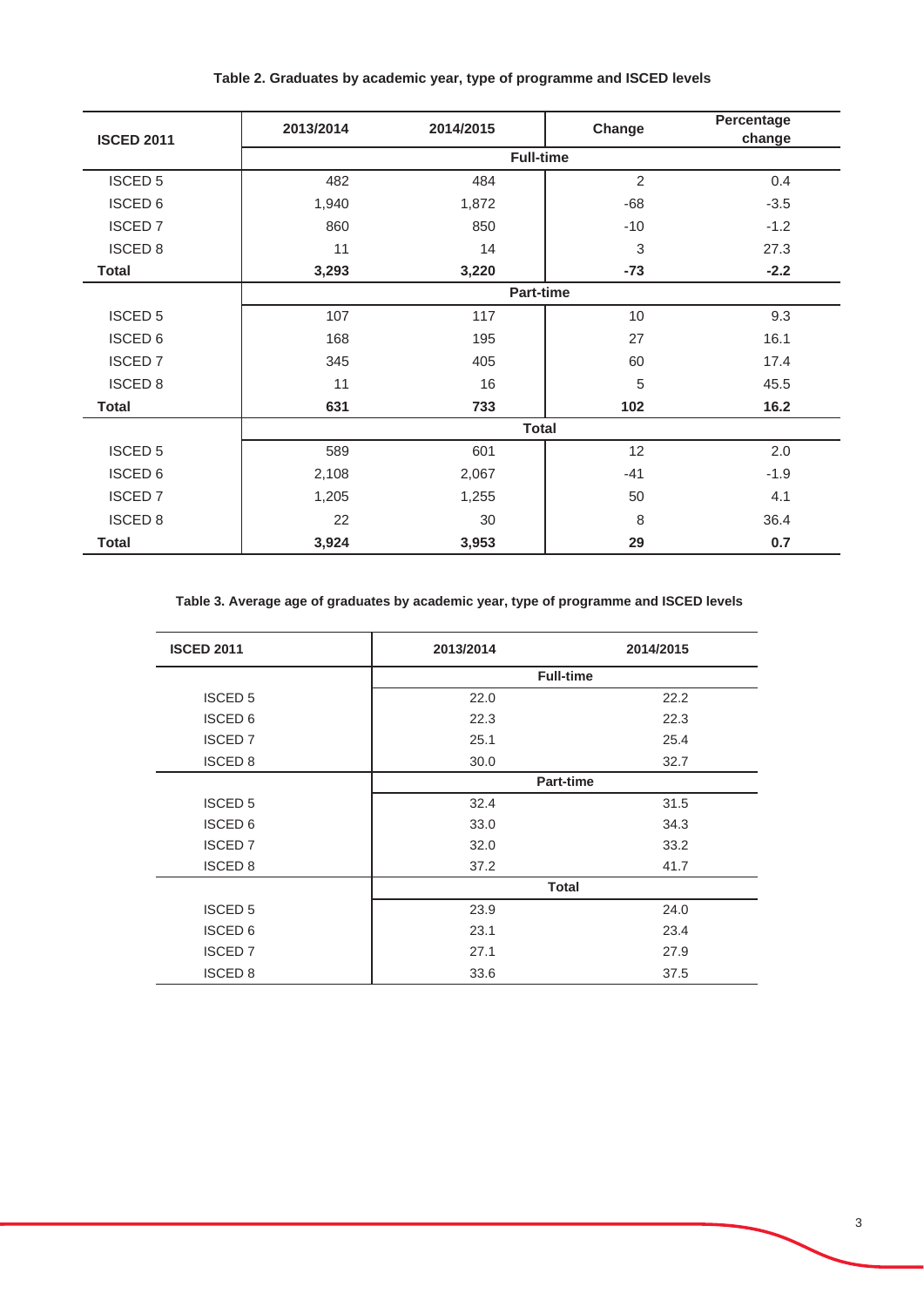**Table 2. Graduates by academic year, type of programme and ISCED levels**

| ISCED 2011 | 2013/2014 | 2014/2015 | Change | Percentage change |
|---|---|---|---|---|
| | **Full-time** | | | |
| ISCED 5 | 482 | 484 | 2 | 0.4 |
| ISCED 6 | 1,940 | 1,872 | -68 | -3.5 |
| ISCED 7 | 860 | 850 | -10 | -1.2 |
| ISCED 8 | 11 | 14 | 3 | 27.3 |
| **Total** | **3,293** | **3,220** | **-73** | **-2.2** |
| | **Part-time** | | | |
| ISCED 5 | 107 | 117 | 10 | 9.3 |
| ISCED 6 | 168 | 195 | 27 | 16.1 |
| ISCED 7 | 345 | 405 | 60 | 17.4 |
| ISCED 8 | 11 | 16 | 5 | 45.5 |
| **Total** | **631** | **733** | **102** | **16.2** |
| | **Total** | | | |
| ISCED 5 | 589 | 601 | 12 | 2.0 |
| ISCED 6 | 2,108 | 2,067 | -41 | -1.9 |
| ISCED 7 | 1,205 | 1,255 | 50 | 4.1 |
| ISCED 8 | 22 | 30 | 8 | 36.4 |
| **Total** | **3,924** | **3,953** | **29** | **0.7** |

**Table 3. Average age of graduates by academic year, type of programme and ISCED levels**

| ISCED 2011 | 2013/2014 | 2014/2015 |
|---|---|---|
| | **Full-time** | |
| ISCED 5 | 22.0 | 22.2 |
| ISCED 6 | 22.3 | 22.3 |
| ISCED 7 | 25.1 | 25.4 |
| ISCED 8 | 30.0 | 32.7 |
| | **Part-time** | |
| ISCED 5 | 32.4 | 31.5 |
| ISCED 6 | 33.0 | 34.3 |
| ISCED 7 | 32.0 | 33.2 |
| ISCED 8 | 37.2 | 41.7 |
| | **Total** | |
| ISCED 5 | 23.9 | 24.0 |
| ISCED 6 | 23.1 | 23.4 |
| ISCED 7 | 27.1 | 27.9 |
| ISCED 8 | 33.6 | 37.5 |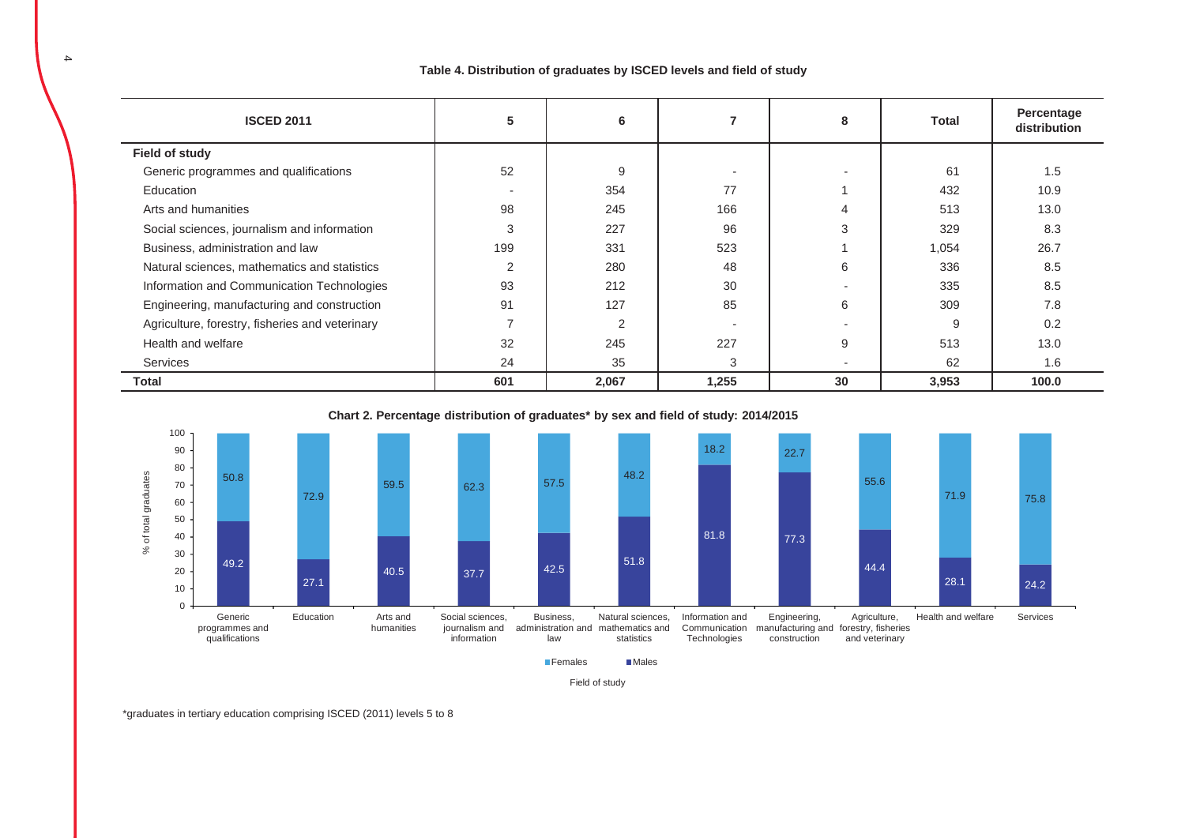**Table 4. Distribution of graduates by ISCED levels and field of study**

| ISCED 2011 | 5 | 6 | 7 | 8 | Total | Percentage distribution |
|---|---|---|---|---|---|---|
| **Field of study** | | | | | | |
| Generic programmes and qualifications | 52 | 9 | - | - | 61 | 1.5 |
| Education | - | 354 | 77 | 1 | 432 | 10.9 |
| Arts and humanities | 98 | 245 | 166 | 4 | 513 | 13.0 |
| Social sciences, journalism and information | 3 | 227 | 96 | 3 | 329 | 8.3 |
| Business, administration and law | 199 | 331 | 523 | 1 | 1,054 | 26.7 |
| Natural sciences, mathematics and statistics | 2 | 280 | 48 | 6 | 336 | 8.5 |
| Information and Communication Technologies | 93 | 212 | 30 | - | 335 | 8.5 |
| Engineering, manufacturing and construction | 91 | 127 | 85 | 6 | 309 | 7.8 |
| Agriculture, forestry, fisheries and veterinary | 7 | 2 | - | - | 9 | 0.2 |
| Health and welfare | 32 | 245 | 227 | 9 | 513 | 13.0 |
| Services | 24 | 35 | 3 | - | 62 | 1.6 |
| **Total** | **601** | **2,067** | **1,255** | **30** | **3,953** | **100.0** |

**Chart 2. Percentage distribution of graduates\* by sex and field of study: 2014/2015**

| Field of study | Females | Males |
|---|---|---|
| Generic programmes and qualifications | 50.8 | 49.2 |
| Education | 72.9 | 27.1 |
| Arts and humanities | 59.5 | 40.5 |
| Social sciences, journalism and information | 62.3 | 37.7 |
| Business, administration and law | 57.5 | 42.5 |
| Natural sciences, mathematics and statistics | 48.2 | 51.8 |
| Information and Communication Technologies | 18.2 | 81.8 |
| Engineering, manufacturing and construction | 22.7 | 77.3 |
| Agriculture, forestry, fisheries and veterinary | 55.6 | 44.4 |
| Health and welfare | 71.9 | 28.1 |
| Services | 75.8 | 24.2 |

\*graduates in tertiary education comprising ISCED (2011) levels 5 to 8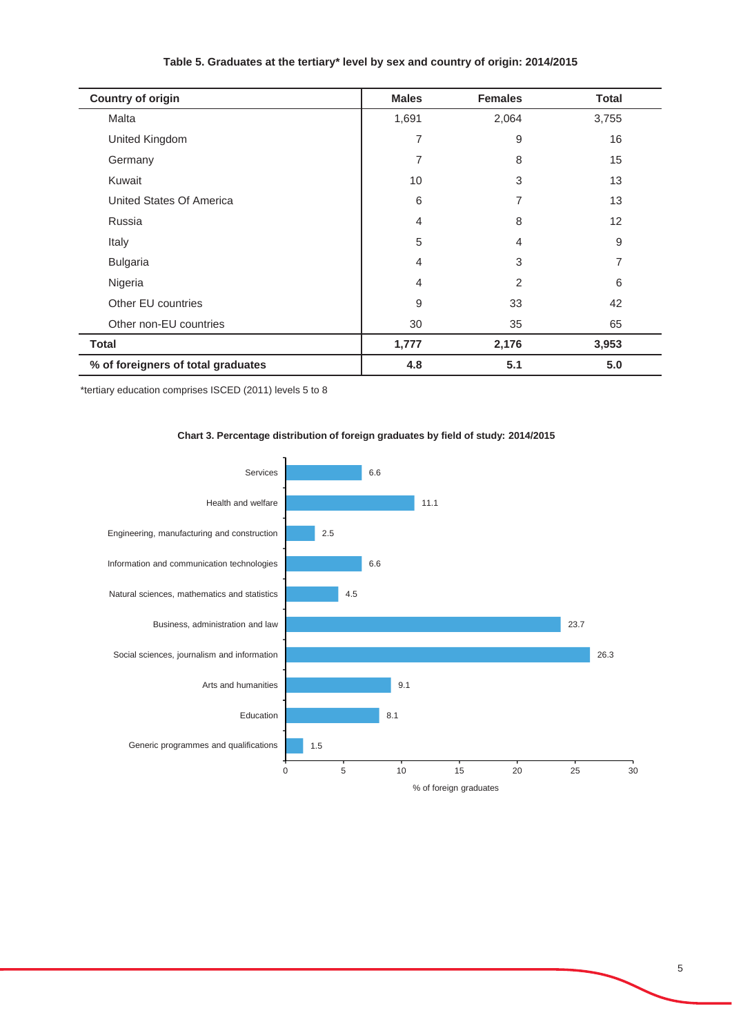**Table 5. Graduates at the tertiary* level by sex and country of origin: 2014/2015**

| Country of origin | Males | Females | Total |
|---|---|---|---|
| Malta | 1,691 | 2,064 | 3,755 |
| United Kingdom | 7 | 9 | 16 |
| Germany | 7 | 8 | 15 |
| Kuwait | 10 | 3 | 13 |
| United States Of America | 6 | 7 | 13 |
| Russia | 4 | 8 | 12 |
| Italy | 5 | 4 | 9 |
| Bulgaria | 4 | 3 | 7 |
| Nigeria | 4 | 2 | 6 |
| Other EU countries | 9 | 33 | 42 |
| Other non-EU countries | 30 | 35 | 65 |
| **Total** | **1,777** | **2,176** | **3,953** |
| **% of foreigners of total graduates** | **4.8** | **5.1** | **5.0** |

*tertiary education comprises ISCED (2011) levels 5 to 8

**Chart 3. Percentage distribution of foreign graduates by field of study: 2014/2015**

| Field of study | % of foreign graduates |
|---|---|
| Services | 6.6 |
| Health and welfare | 11.1 |
| Engineering, manufacturing and construction | 2.5 |
| Information and communication technologies | 6.6 |
| Natural sciences, mathematics and statistics | 4.5 |
| Business, administration and law | 23.7 |
| Social sciences, journalism and information | 26.3 |
| Arts and humanities | 9.1 |
| Education | 8.1 |
| Generic programmes and qualifications | 1.5 |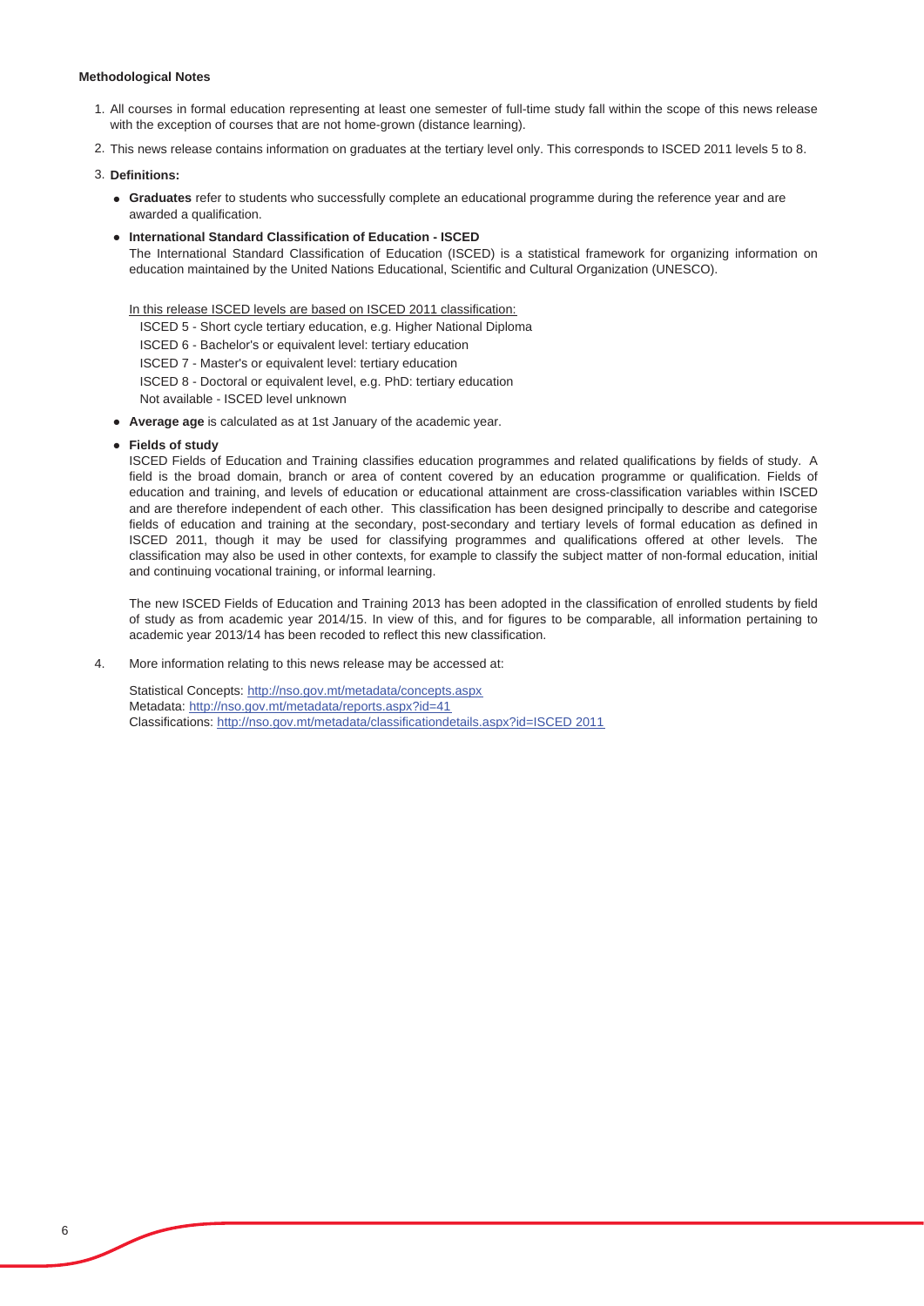**Methodological Notes**

1. All courses in formal education representing at least one semester of full-time study fall within the scope of this news release with the exception of courses that are not home-grown (distance learning).

2. This news release contains information on graduates at the tertiary level only. This corresponds to ISCED 2011 levels 5 to 8.

3. **Definitions:**

   - **Graduates** refer to students who successfully complete an educational programme during the reference year and are awarded a qualification.

   - **International Standard Classification of Education - ISCED**
     The International Standard Classification of Education (ISCED) is a statistical framework for organizing information on education maintained by the United Nations Educational, Scientific and Cultural Organization (UNESCO).

     In this release ISCED levels are based on ISCED 2011 classification:
     ISCED 5 - Short cycle tertiary education, e.g. Higher National Diploma
     ISCED 6 - Bachelor's or equivalent level: tertiary education
     ISCED 7 - Master's or equivalent level: tertiary education
     ISCED 8 - Doctoral or equivalent level, e.g. PhD: tertiary education
     Not available - ISCED level unknown

   - **Average age** is calculated as at 1st January of the academic year.

   - **Fields of study**
     ISCED Fields of Education and Training classifies education programmes and related qualifications by fields of study. A field is the broad domain, branch or area of content covered by an education programme or qualification. Fields of education and training, and levels of education or educational attainment are cross-classification variables within ISCED and are therefore independent of each other. This classification has been designed principally to describe and categorise fields of education and training at the secondary, post-secondary and tertiary levels of formal education as defined in ISCED 2011, though it may be used for classifying programmes and qualifications offered at other levels. The classification may also be used in other contexts, for example to classify the subject matter of non-formal education, initial and continuing vocational training, or informal learning.

     The new ISCED Fields of Education and Training 2013 has been adopted in the classification of enrolled students by field of study as from academic year 2014/15. In view of this, and for figures to be comparable, all information pertaining to academic year 2013/14 has been recoded to reflect this new classification.

4. More information relating to this news release may be accessed at:

   Statistical Concepts: http://nso.gov.mt/metadata/concepts.aspx
   Metadata: http://nso.gov.mt/metadata/reports.aspx?id=41
   Classifications: http://nso.gov.mt/metadata/classificationdetails.aspx?id=ISCED 2011